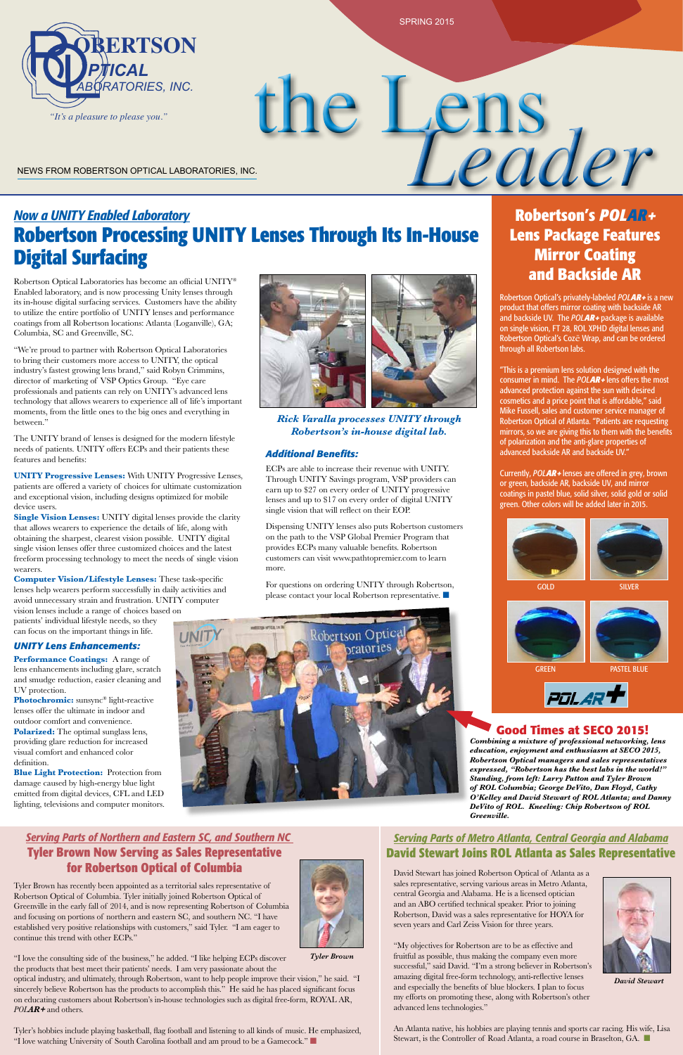SPRING 2015

ROBERTSON OPTICAL LABORATORIES, INC.

*"It's a pleasure to please you."*

# the Lens Leader

NEWS FROM ROBERTSON OPTICAL LABORATORIES, INC.

## *Now a UNITY Enabled Laboratory*

# Robertson Processing UNITY Lenses Through Its In-House Digital Surfacing

Robertson Optical Laboratories has become an official UNITY® Enabled laboratory, and is now processing Unity lenses through its in-house digital surfacing services. Customers have the ability to utilize the entire portfolio of UNITY lenses and performance coatings from all Robertson locations: Atlanta (Loganville), GA; Columbia, SC and Greenville, SC.

"We're proud to partner with Robertson Optical Laboratories to bring their customers more access to UNITY, the optical industry's fastest growing lens brand," said Robyn Crimmins, director of marketing of VSP Optics Group. "Eye care professionals and patients can rely on UNITY's advanced lens technology that allows wearers to experience all of life's important moments, from the little ones to the big ones and everything in between."

The UNITY brand of lenses is designed for the modern lifestyle needs of patients. UNITY offers ECPs and their patients these features and benefits:

**UNITY Progressive Lenses:** With UNITY Progressive Lenses, patients are offered a variety of choices for ultimate customization and exceptional vision, including designs optimized for mobile device users.

**Single Vision Lenses:** UNITY digital lenses provide the clarity that allows wearers to experience the details of life, along with obtaining the sharpest, clearest vision possible. UNITY digital single vision lenses offer three customized choices and the latest freeform processing technology to meet the needs of single vision wearers.

**Computer Vision/Lifestyle Lenses:** These task-specific lenses help wearers perform successfully in daily activities and avoid unnecessary strain and frustration. UNITY computer vision lenses include a range of choices based on patients' individual lifestyle needs, so they can focus on the important things in life.

### *UNITY Lens Enhancements:*

**Performance Coatings:** A range of lens enhancements including glare, scratch and smudge reduction, easier cleaning and UV protection.

**Photochromic:** sunsync® light-reactive lenses offer the ultimate in indoor and outdoor comfort and convenience.

**Polarized:** The optimal sunglass lens, providing glare reduction for increased visual comfort and enhanced color definition.

**Blue Light Protection:** Protection from damage caused by high-energy blue light emitted from digital devices, CFL and LED lighting, televisions and computer monitors.

*Rick Varalla processes UNITY through Robertson's in-house digital lab.*

### *Additional Benefits:*

ECPs are able to increase their revenue with UNITY. Through UNITY Savings program, VSP providers can earn up to $27 on every order of UNITY progressive lenses and up to $17 on every order of digital UNITY single vision that will reflect on their EOP.

Dispensing UNITY lenses also puts Robertson customers on the path to the VSP Global Premier Program that provides ECPs many valuable benefits. Robertson customers can visit www.pathtopremier.com to learn more.

For questions on ordering UNITY through Robertson, please contact your local Robertson representative.

## Robertson's POLAR+ Lens Package Features Mirror Coating and Backside AR

Robertson Optical's privately-labeled *POLAR+* is a new product that offers mirror coating with backside AR and backside UV. The *POLAR+* package is available on single vision, FT 28, ROL XPHD digital lenses and Robertson Optical's Cozē Wrap, and can be ordered through all Robertson labs.

"This is a premium lens solution designed with the consumer in mind. The *POLAR+* lens offers the most advanced protection against the sun with desired cosmetics and a price point that is affordable," said Mike Fussell, sales and customer service manager of Robertson Optical of Atlanta. "Patients are requesting mirrors, so we are giving this to them with the benefits of polarization and the anti-glare properties of advanced backside AR and backside UV."

Currently, *POLAR+* lenses are offered in grey, brown or green, backside AR, backside UV, and mirror coatings in pastel blue, solid silver, solid gold or solid green. Other colors will be added later in 2015.

GOLD | SILVER | GREEN | PASTEL BLUE

## Good Times at SECO 2015!

*Combining a mixture of professional networking, lens education, enjoyment and enthusiasm at SECO 2015, Robertson Optical managers and sales representatives expressed, "Robertson has the best labs in the world!" Standing, from left: Larry Patton and Tyler Brown of ROL Columbia; George DeVito, Dan Floyd, Cathy O'Kelley and David Stewart of ROL Atlanta; and Danny DeVito of ROL. Kneeling: Chip Robertson of ROL Greenville.*

## *Serving Parts of Northern and Eastern SC, and Southern NC*

## Tyler Brown Now Serving as Sales Representative for Robertson Optical of Columbia

Tyler Brown has recently been appointed as a territorial sales representative of Robertson Optical of Columbia. Tyler initially joined Robertson Optical of Greenville in the early fall of 2014, and is now representing Robertson of Columbia and focusing on portions of northern and eastern SC, and southern NC. "I have established very positive relationships with customers," said Tyler. "I am eager to continue this trend with other ECPs."

"I love the consulting side of the business," he added. "I like helping ECPs discover the products that best meet their patients' needs. I am very passionate about the optical industry, and ultimately, through Robertson, want to help people improve their vision," he said. "I sincerely believe Robertson has the products to accomplish this." He said he has placed significant focus on educating customers about Robertson's in-house technologies such as digital free-form, ROYAL AR, *POLAR+* and others.

*Tyler Brown*

Tyler's hobbies include playing basketball, flag football and listening to all kinds of music. He emphasized, "I love watching University of South Carolina football and am proud to be a Gamecock."

## *Serving Parts of Metro Atlanta, Central Georgia and Alabama*

## David Stewart Joins ROL Atlanta as Sales Representative

David Stewart has joined Robertson Optical of Atlanta as a sales representative, serving various areas in Metro Atlanta, central Georgia and Alabama. He is a licensed optician and an ABO certified technical speaker. Prior to joining Robertson, David was a sales representative for HOYA for seven years and Carl Zeiss Vision for three years.

"My objectives for Robertson are to be as effective and fruitful as possible, thus making the company even more successful," said David. "I'm a strong believer in Robertson's amazing digital free-form technology, anti-reflective lenses and especially the benefits of blue blockers. I plan to focus my efforts on promoting these, along with Robertson's other advanced lens technologies."

*David Stewart*

An Atlanta native, his hobbies are playing tennis and sports car racing. His wife, Lisa Stewart, is the Controller of Road Atlanta, a road course in Braselton, GA.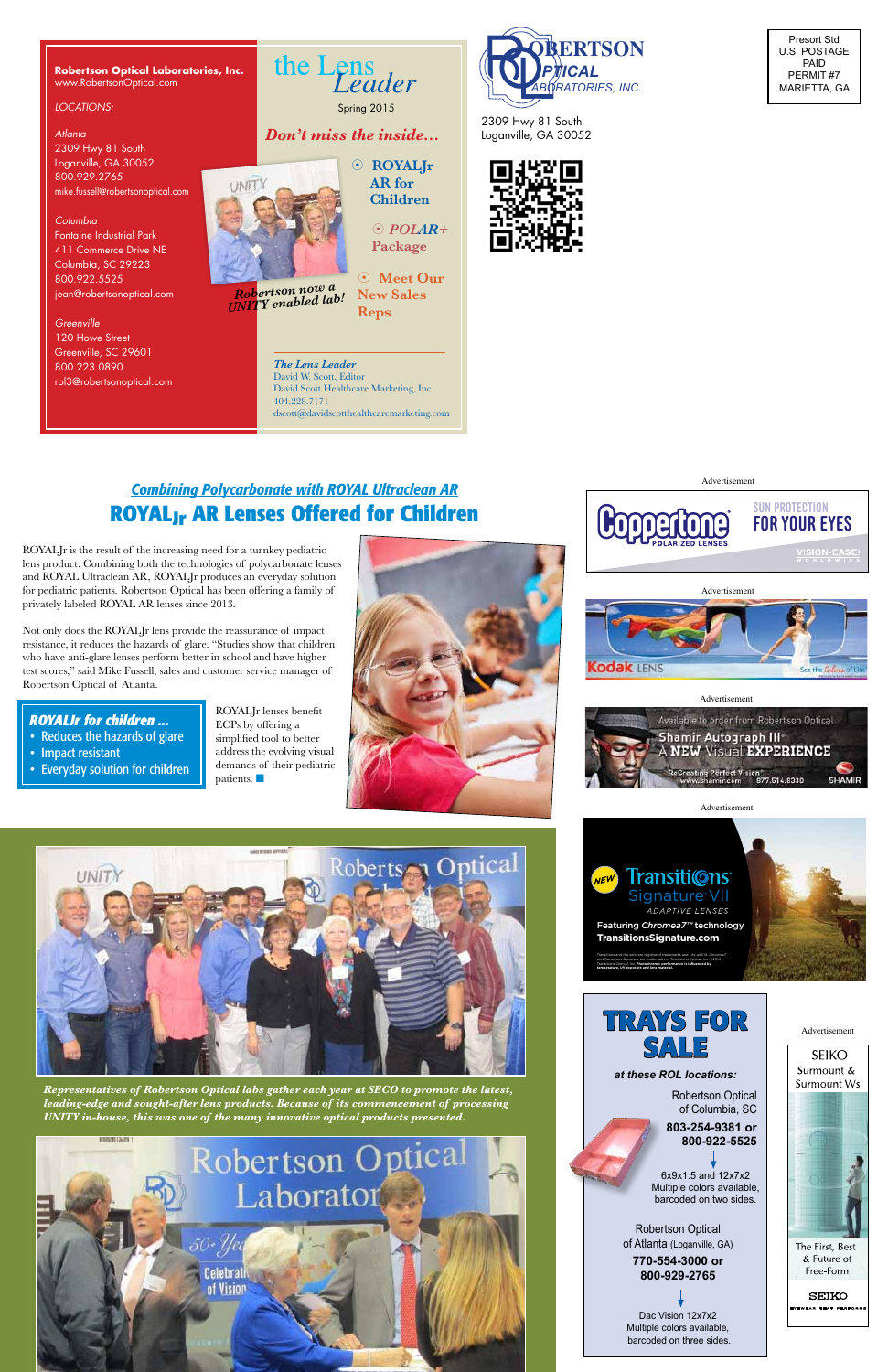**Robertson Optical Laboratories, Inc.**
www.RobertsonOptical.com

*LOCATIONS:*

*Atlanta*
2309 Hwy 81 South
Loganville, GA 30052
800.929.2765
mike.fussell@robertsonoptical.com

*Columbia*
Fontaine Industrial Park
411 Commerce Drive NE
Columbia, SC 29223
800.922.5525
jean@robertsonoptical.com

*Greenville*
120 Howe Street
Greenville, SC 29601
800.223.0890
rol3@robertsonoptical.com

# the Lens Leader

Spring 2015

***Don't miss the inside…***

- ROYALJr AR for Children
- *POLAR+* Package
- Meet Our New Sales Reps

*Robertson now a UNITY enabled lab!*

*The Lens Leader*
David W. Scott, Editor
David Scott Healthcare Marketing, Inc.
404.228.7171
dscott@davidscotthealthcaremarketing.com

ROBERTSON OPTICAL LABORATORIES, INC.
2309 Hwy 81 South
Loganville, GA 30052

Presort Std
U.S. POSTAGE
PAID
PERMIT #7
MARIETTA, GA

*Combining Polycarbonate with ROYAL Ultraclean AR*

## ROYAL$_{Jr}$ AR Lenses Offered for Children

ROYALJr is the result of the increasing need for a turnkey pediatric lens product. Combining both the technologies of polycarbonate lenses and ROYAL Ultraclean AR, ROYALJr produces an everyday solution for pediatric patients. Robertson Optical has been offering a family of privately labeled ROYAL AR lenses since 2013.

Not only does the ROYALJr lens provide the reassurance of impact resistance, it reduces the hazards of glare. "Studies show that children who have anti-glare lenses perform better in school and have higher test scores," said Mike Fussell, sales and customer service manager of Robertson Optical of Atlanta.

***ROYALJr for children ...***
- Reduces the hazards of glare
- Impact resistant
- Everyday solution for children

ROYALJr lenses benefit ECPs by offering a simplified tool to better address the evolving visual demands of their pediatric patients. ■

*Representatives of Robertson Optical labs gather each year at SECO to promote the latest, leading-edge and sought-after lens products. Because of its commencement of processing UNITY in-house, this was one of the many innovative optical products presented.*

Advertisement

Coppertone POLARIZED LENSES — SUN PROTECTION FOR YOUR EYES — VISION-EASE

Advertisement

Kodak LENS — See the Colors of Life

Advertisement

Available to order from Robertson Optical
Shamir Autograph III® A NEW Visual EXPERIENCE
ReCreating Perfect Vision™ www.shamir.com 877.514.8330 SHAMIR

Advertisement

NEW Transitions Signature VII ADAPTIVE LENSES
Featuring Chromea7™ technology
TransitionsSignature.com

# TRAYS FOR SALE

***at these ROL locations:***

Robertson Optical of Columbia, SC
**803-254-9381 or 800-922-5525**

6x9x1.5 and 12x7x2
Multiple colors available, barcoded on two sides.

Robertson Optical of Atlanta (Loganville, GA)
**770-554-3000 or 800-929-2765**

Dac Vision 12x7x2
Multiple colors available, barcoded on three sides.

Advertisement

SEIKO Surmount & Surmount Ws
The First, Best & Future of Free-Form
SEIKO EYEWEAR